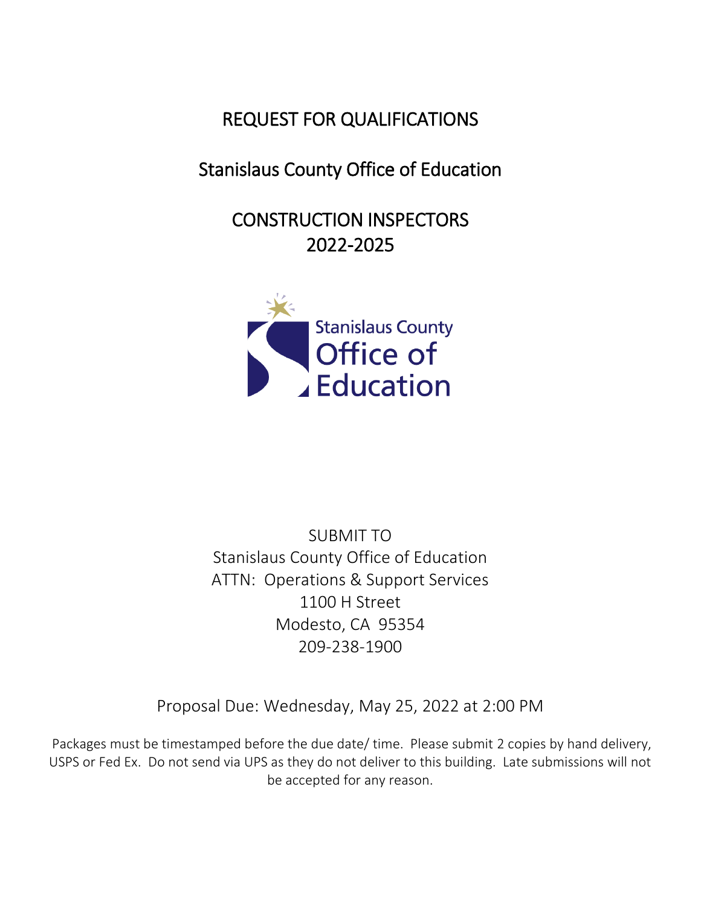# REQUEST FOR QUALIFICATIONS

## Stanislaus County Office of Education

## CONSTRUCTION INSPECTORS
## 2022-2025

SUBMIT TO
Stanislaus County Office of Education
ATTN: Operations & Support Services
1100 H Street
Modesto, CA 95354
209-238-1900

Proposal Due: Wednesday, May 25, 2022 at 2:00 PM

Packages must be timestamped before the due date/ time. Please submit 2 copies by hand delivery, USPS or Fed Ex. Do not send via UPS as they do not deliver to this building. Late submissions will not be accepted for any reason.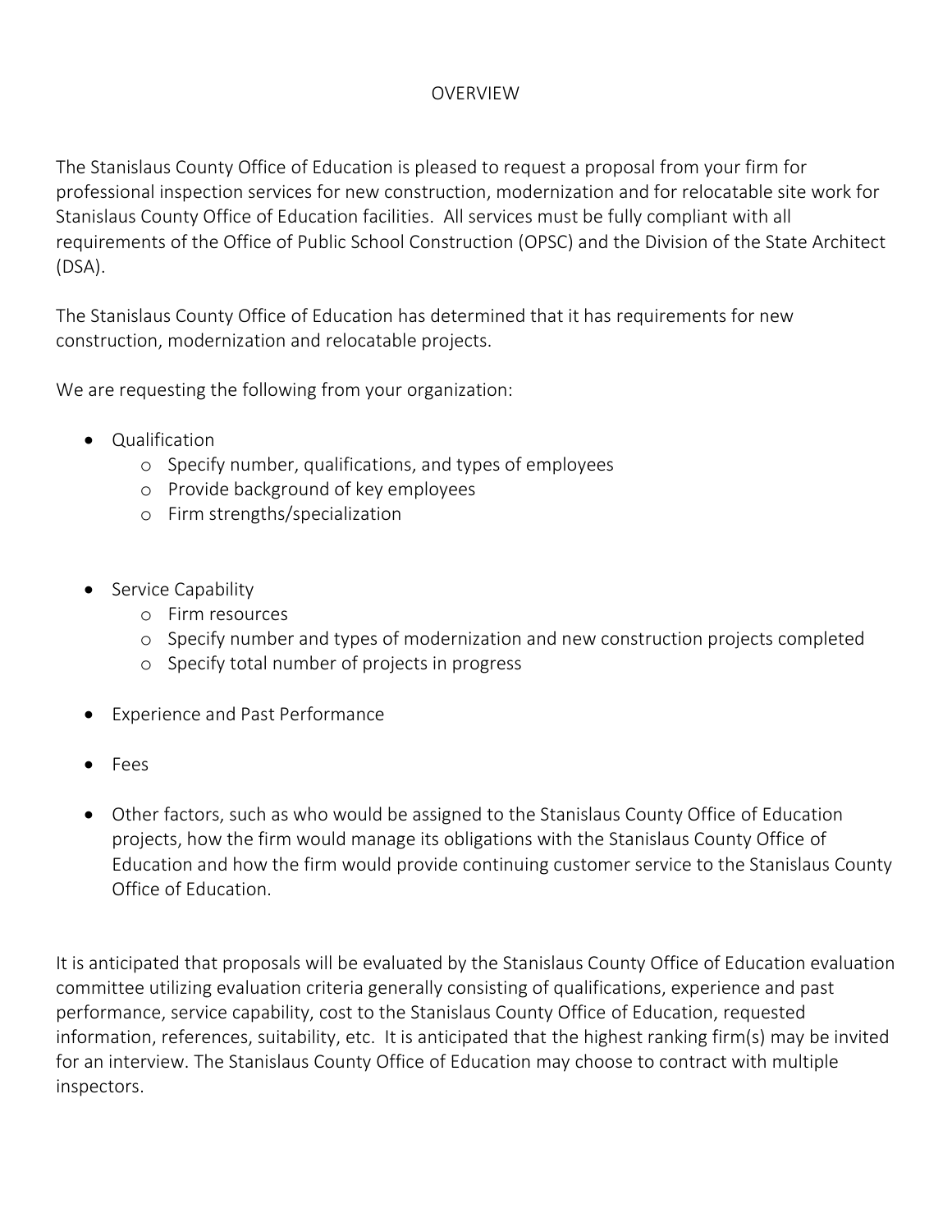# OVERVIEW

The Stanislaus County Office of Education is pleased to request a proposal from your firm for professional inspection services for new construction, modernization and for relocatable site work for Stanislaus County Office of Education facilities. All services must be fully compliant with all requirements of the Office of Public School Construction (OPSC) and the Division of the State Architect (DSA).

The Stanislaus County Office of Education has determined that it has requirements for new construction, modernization and relocatable projects.

We are requesting the following from your organization:

- Qualification
  - Specify number, qualifications, and types of employees
  - Provide background of key employees
  - Firm strengths/specialization
- Service Capability
  - Firm resources
  - Specify number and types of modernization and new construction projects completed
  - Specify total number of projects in progress
- Experience and Past Performance
- Fees
- Other factors, such as who would be assigned to the Stanislaus County Office of Education projects, how the firm would manage its obligations with the Stanislaus County Office of Education and how the firm would provide continuing customer service to the Stanislaus County Office of Education.

It is anticipated that proposals will be evaluated by the Stanislaus County Office of Education evaluation committee utilizing evaluation criteria generally consisting of qualifications, experience and past performance, service capability, cost to the Stanislaus County Office of Education, requested information, references, suitability, etc. It is anticipated that the highest ranking firm(s) may be invited for an interview. The Stanislaus County Office of Education may choose to contract with multiple inspectors.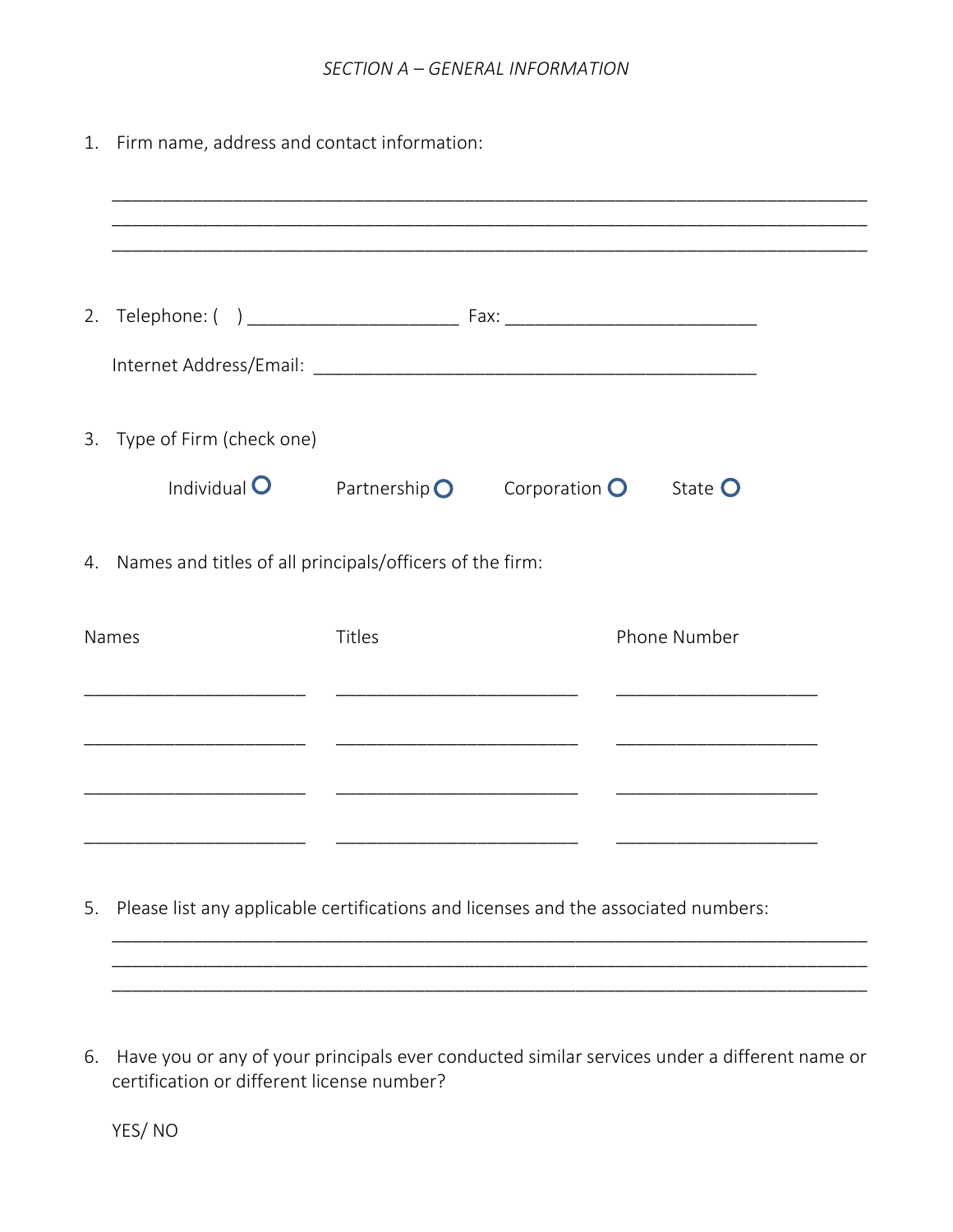*SECTION A – GENERAL INFORMATION*

1. Firm name, address and contact information:

   ___________________________________________________________________________
   ___________________________________________________________________________
   ___________________________________________________________________________

2. Telephone: (    ) ______________________ Fax: __________________________

   Internet Address/Email: ______________________________________________

3. Type of Firm (check one)

   Individual ○ Partnership ○ Corporation ○ State ○

4. Names and titles of all principals/officers of the firm:

| Names | Titles | Phone Number |
|---|---|---|
| _______________________ | _________________________ | _____________________ |
| _______________________ | _________________________ | _____________________ |
| _______________________ | _________________________ | _____________________ |
| _______________________ | _________________________ | _____________________ |

5. Please list any applicable certifications and licenses and the associated numbers:

   ___________________________________________________________________________
   ___________________________________________________________________________
   ___________________________________________________________________________

6. Have you or any of your principals ever conducted similar services under a different name or certification or different license number?

   YES/ NO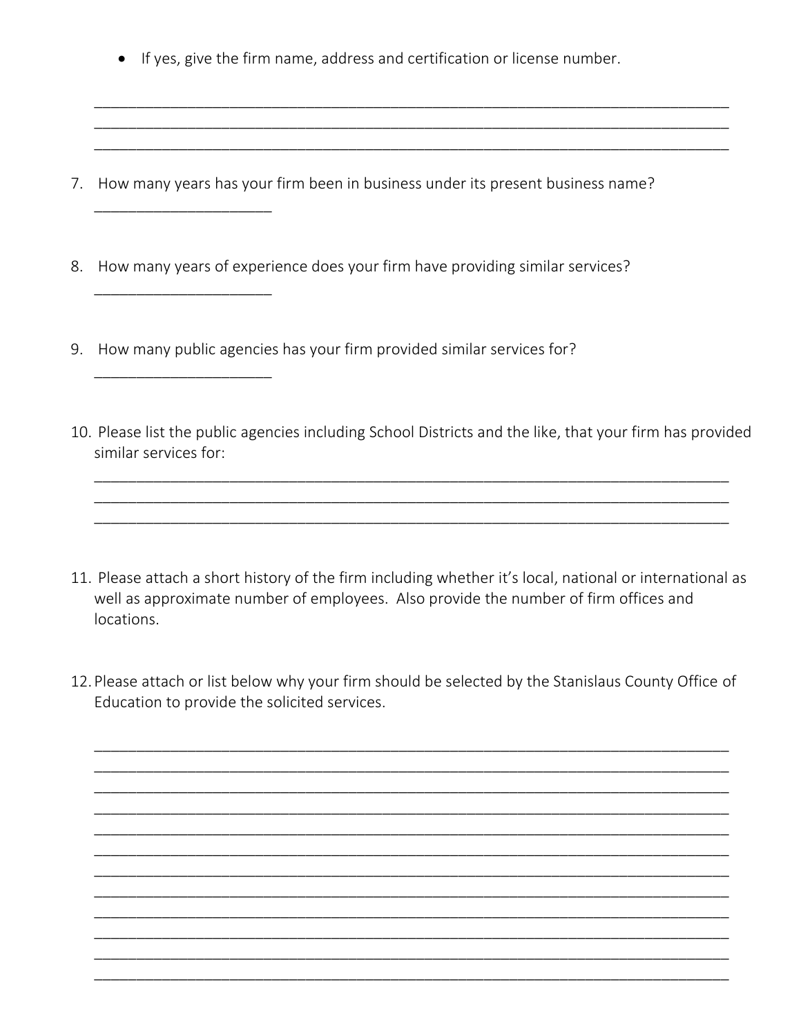- If yes, give the firm name, address and certification or license number.

_______________________________________________________________________________
_______________________________________________________________________________
_______________________________________________________________________________

7. How many years has your firm been in business under its present business name?
   _____________________

8. How many years of experience does your firm have providing similar services?
   _____________________

9. How many public agencies has your firm provided similar services for?
   _____________________

10. Please list the public agencies including School Districts and the like, that your firm has provided similar services for:
    _______________________________________________________________________________
    _______________________________________________________________________________
    _______________________________________________________________________________

11. Please attach a short history of the firm including whether it's local, national or international as well as approximate number of employees. Also provide the number of firm offices and locations.

12. Please attach or list below why your firm should be selected by the Stanislaus County Office of Education to provide the solicited services.

    _______________________________________________________________________________
    _______________________________________________________________________________
    _______________________________________________________________________________
    _______________________________________________________________________________
    _______________________________________________________________________________
    _______________________________________________________________________________
    _______________________________________________________________________________
    _______________________________________________________________________________
    _______________________________________________________________________________
    _______________________________________________________________________________
    _______________________________________________________________________________
    _______________________________________________________________________________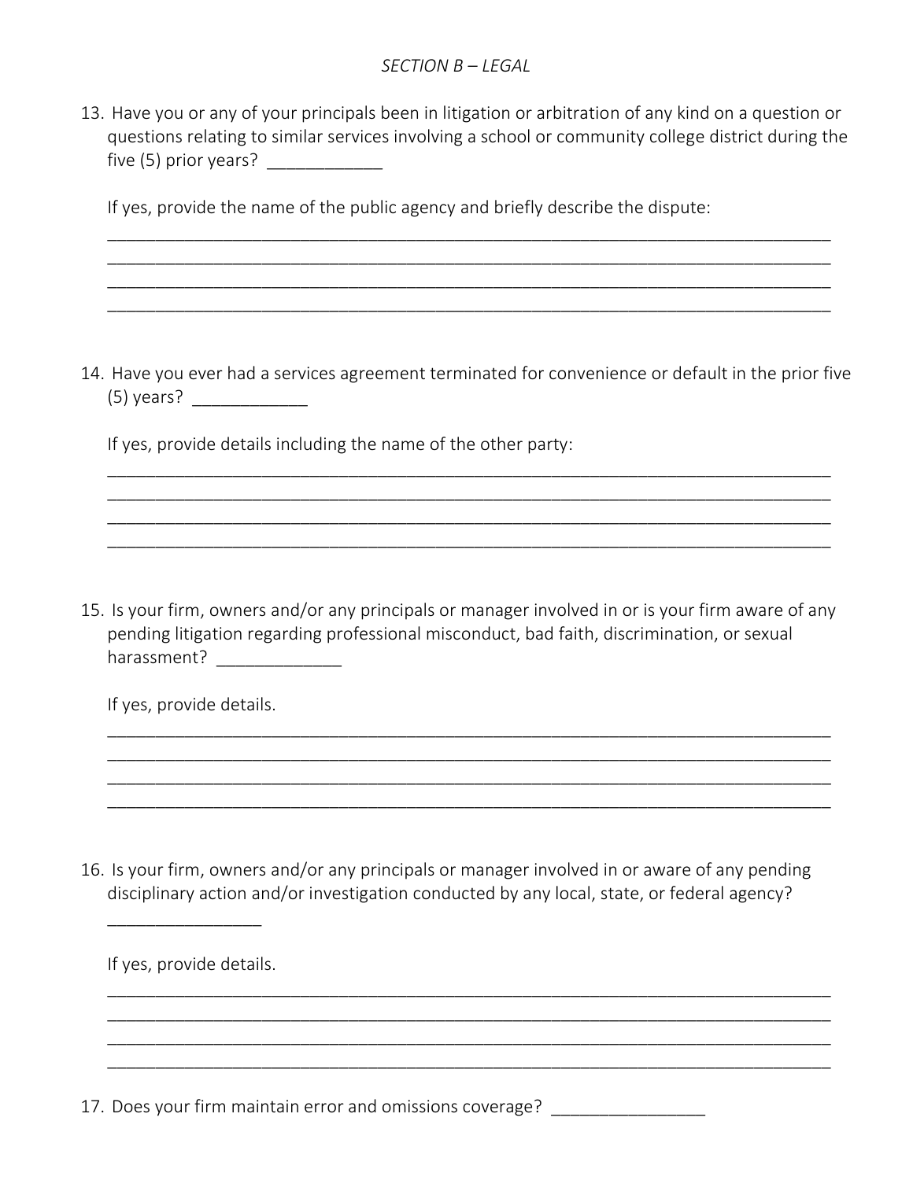*SECTION B – LEGAL*

13. Have you or any of your principals been in litigation or arbitration of any kind on a question or questions relating to similar services involving a school or community college district during the five (5) prior years? ____________

    If yes, provide the name of the public agency and briefly describe the dispute:

    ______________________________________________________________________________
    ______________________________________________________________________________
    ______________________________________________________________________________
    ______________________________________________________________________________

14. Have you ever had a services agreement terminated for convenience or default in the prior five (5) years? ____________

    If yes, provide details including the name of the other party:

    ______________________________________________________________________________
    ______________________________________________________________________________
    ______________________________________________________________________________
    ______________________________________________________________________________

15. Is your firm, owners and/or any principals or manager involved in or is your firm aware of any pending litigation regarding professional misconduct, bad faith, discrimination, or sexual harassment? _____________

    If yes, provide details.

    ______________________________________________________________________________
    ______________________________________________________________________________
    ______________________________________________________________________________
    ______________________________________________________________________________

16. Is your firm, owners and/or any principals or manager involved in or aware of any pending disciplinary action and/or investigation conducted by any local, state, or federal agency? ________________

    If yes, provide details.

    ______________________________________________________________________________
    ______________________________________________________________________________
    ______________________________________________________________________________
    ______________________________________________________________________________

17. Does your firm maintain error and omissions coverage? ________________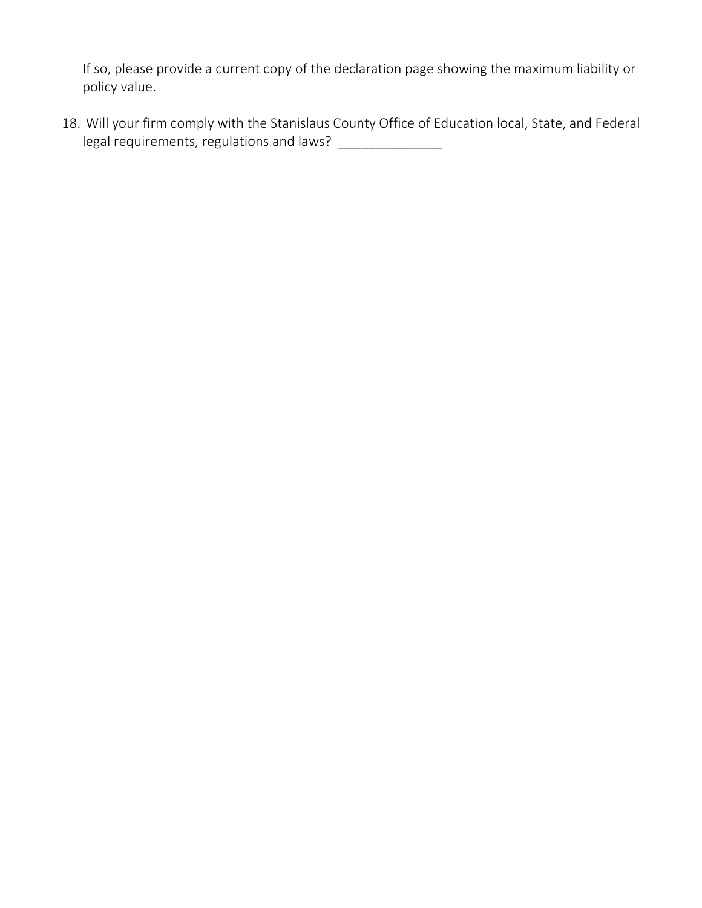If so, please provide a current copy of the declaration page showing the maximum liability or policy value.

18. Will your firm comply with the Stanislaus County Office of Education local, State, and Federal legal requirements, regulations and laws? ______________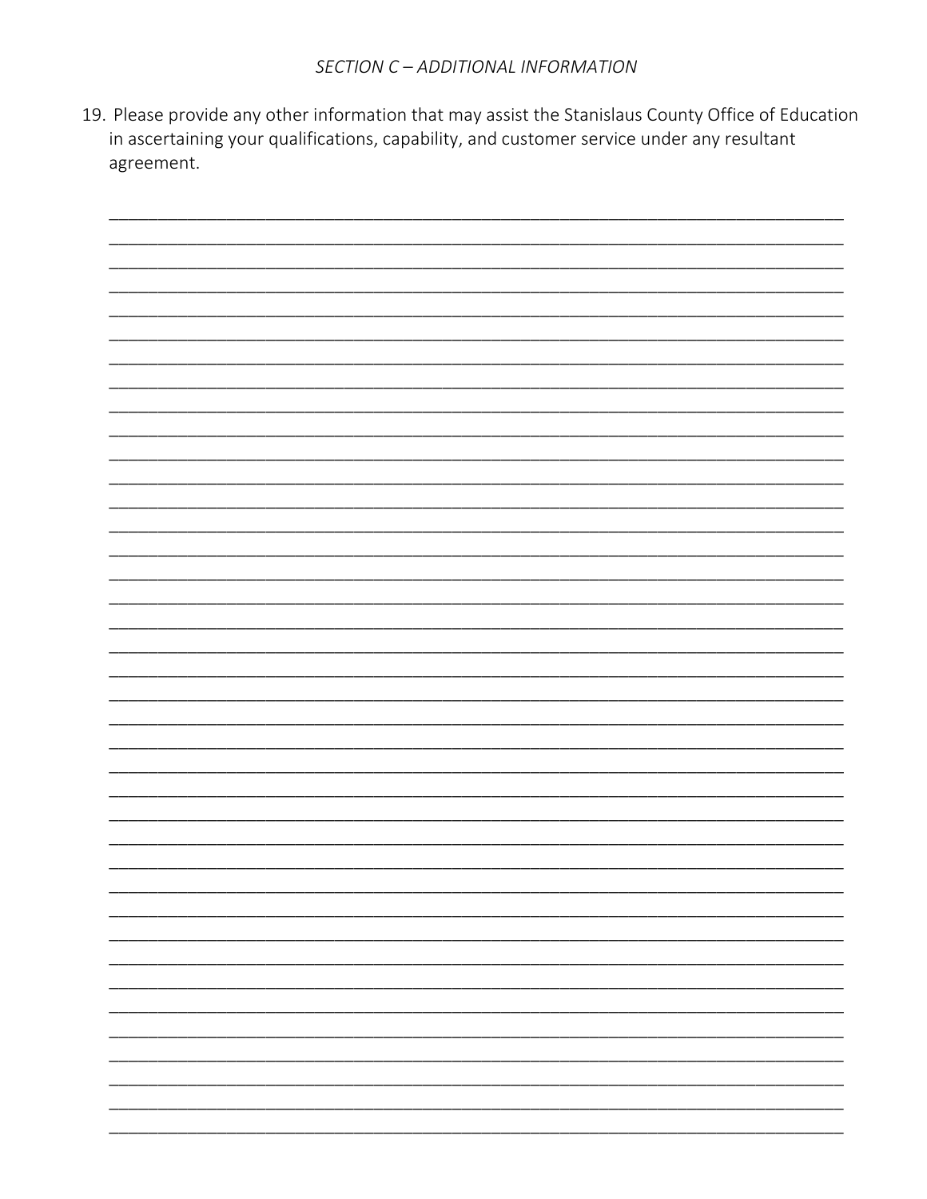*SECTION C – ADDITIONAL INFORMATION*

19. Please provide any other information that may assist the Stanislaus County Office of Education in ascertaining your qualifications, capability, and customer service under any resultant agreement.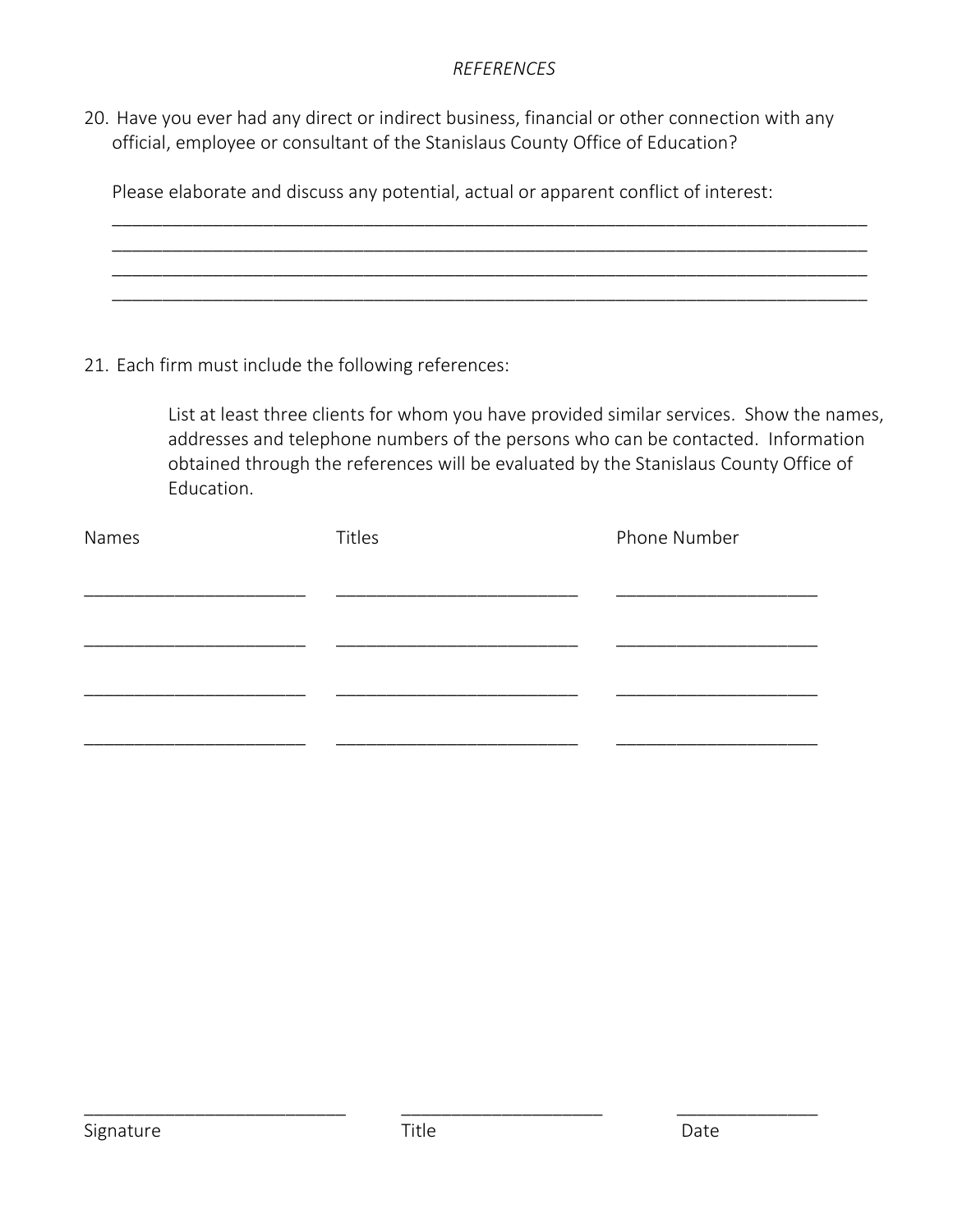*REFERENCES*

20. Have you ever had any direct or indirect business, financial or other connection with any official, employee or consultant of the Stanislaus County Office of Education?

    Please elaborate and discuss any potential, actual or apparent conflict of interest:

    ______________________________________________________________________________
    ______________________________________________________________________________
    ______________________________________________________________________________
    ______________________________________________________________________________

21. Each firm must include the following references:

    List at least three clients for whom you have provided similar services. Show the names, addresses and telephone numbers of the persons who can be contacted. Information obtained through the references will be evaluated by the Stanislaus County Office of Education.

| Names | Titles | Phone Number |
| --- | --- | --- |
| ______________________ | ________________________ | ____________________ |
| ______________________ | ________________________ | ____________________ |
| ______________________ | ________________________ | ____________________ |
| ______________________ | ________________________ | ____________________ |

__________________________ ____________________ ______________

Signature Title Date